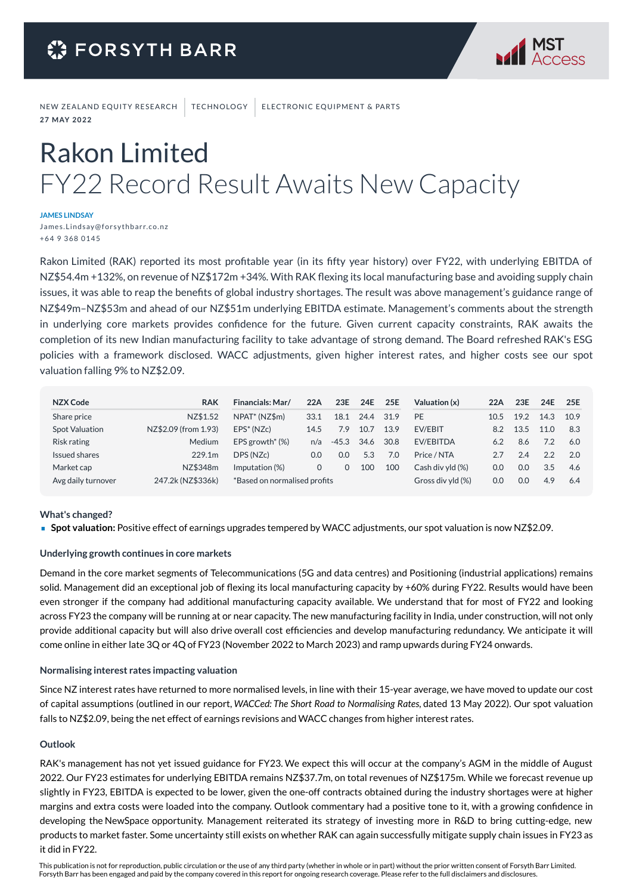NEW ZEALAND EQUITY RESEARCH | TECHNOLOGY | ELECTRONIC EQUIPMENT & PARTS
**27 MAY 2022**

# Rakon Limited
## FY22 Record Result Awaits New Capacity

**JAMES LINDSAY**
James.Lindsay@forsythbarr.co.nz
+64 9 368 0145

Rakon Limited (RAK) reported its most profitable year (in its fifty year history) over FY22, with underlying EBITDA of NZ$54.4m +132%, on revenue of NZ$172m +34%. With RAK flexing its local manufacturing base and avoiding supply chain issues, it was able to reap the benefits of global industry shortages. The result was above management's guidance range of NZ$49m–NZ$53m and ahead of our NZ$51m underlying EBITDA estimate. Management's comments about the strength in underlying core markets provides confidence for the future. Given current capacity constraints, RAK awaits the completion of its new Indian manufacturing facility to take advantage of strong demand. The Board refreshed RAK's ESG policies with a framework disclosed. WACC adjustments, given higher interest rates, and higher costs see our spot valuation falling 9% to NZ$2.09.

| NZX Code | RAK |
|---|---|
| Share price | NZ$1.52 |
| Spot Valuation | NZ$2.09 (from 1.93) |
| Risk rating | Medium |
| Issued shares | 229.1m |
| Market cap | NZ$348m |
| Avg daily turnover | 247.2k (NZ$336k) |

| Financials: Mar/ | 22A | 23E | 24E | 25E |
|---|---|---|---|---|
| NPAT* (NZ$m) | 33.1 | 18.1 | 24.4 | 31.9 |
| EPS* (NZc) | 14.5 | 7.9 | 10.7 | 13.9 |
| EPS growth* (%) | n/a | -45.3 | 34.6 | 30.8 |
| DPS (NZc) | 0.0 | 0.0 | 5.3 | 7.0 |
| Imputation (%) | 0 | 0 | 100 | 100 |
| *Based on normalised profits | | | | |

| Valuation (x) | 22A | 23E | 24E | 25E |
|---|---|---|---|---|
| PE | 10.5 | 19.2 | 14.3 | 10.9 |
| EV/EBIT | 8.2 | 13.5 | 11.0 | 8.3 |
| EV/EBITDA | 6.2 | 8.6 | 7.2 | 6.0 |
| Price / NTA | 2.7 | 2.4 | 2.2 | 2.0 |
| Cash div yld (%) | 0.0 | 0.0 | 3.5 | 4.6 |
| Gross div yld (%) | 0.0 | 0.0 | 4.9 | 6.4 |

### What's changed?

- **Spot valuation:** Positive effect of earnings upgrades tempered by WACC adjustments, our spot valuation is now NZ$2.09.

### Underlying growth continues in core markets

Demand in the core market segments of Telecommunications (5G and data centres) and Positioning (industrial applications) remains solid. Management did an exceptional job of flexing its local manufacturing capacity by +60% during FY22. Results would have been even stronger if the company had additional manufacturing capacity available. We understand that for most of FY22 and looking across FY23 the company will be running at or near capacity. The new manufacturing facility in India, under construction, will not only provide additional capacity but will also drive overall cost efficiencies and develop manufacturing redundancy. We anticipate it will come online in either late 3Q or 4Q of FY23 (November 2022 to March 2023) and ramp upwards during FY24 onwards.

### Normalising interest rates impacting valuation

Since NZ interest rates have returned to more normalised levels, in line with their 15-year average, we have moved to update our cost of capital assumptions (outlined in our report, *WACCed: The Short Road to Normalising Rates*, dated 13 May 2022). Our spot valuation falls to NZ$2.09, being the net effect of earnings revisions and WACC changes from higher interest rates.

### Outlook

RAK's management has not yet issued guidance for FY23. We expect this will occur at the company's AGM in the middle of August 2022. Our FY23 estimates for underlying EBITDA remains NZ$37.7m, on total revenues of NZ$175m. While we forecast revenue up slightly in FY23, EBITDA is expected to be lower, given the one-off contracts obtained during the industry shortages were at higher margins and extra costs were loaded into the company. Outlook commentary had a positive tone to it, with a growing confidence in developing the NewSpace opportunity. Management reiterated its strategy of investing more in R&D to bring cutting-edge, new products to market faster. Some uncertainty still exists on whether RAK can again successfully mitigate supply chain issues in FY23 as it did in FY22.

This publication is not for reproduction, public circulation or the use of any third party (whether in whole or in part) without the prior written consent of Forsyth Barr Limited. Forsyth Barr has been engaged and paid by the company covered in this report for ongoing research coverage. Please refer to the full disclaimers and disclosures.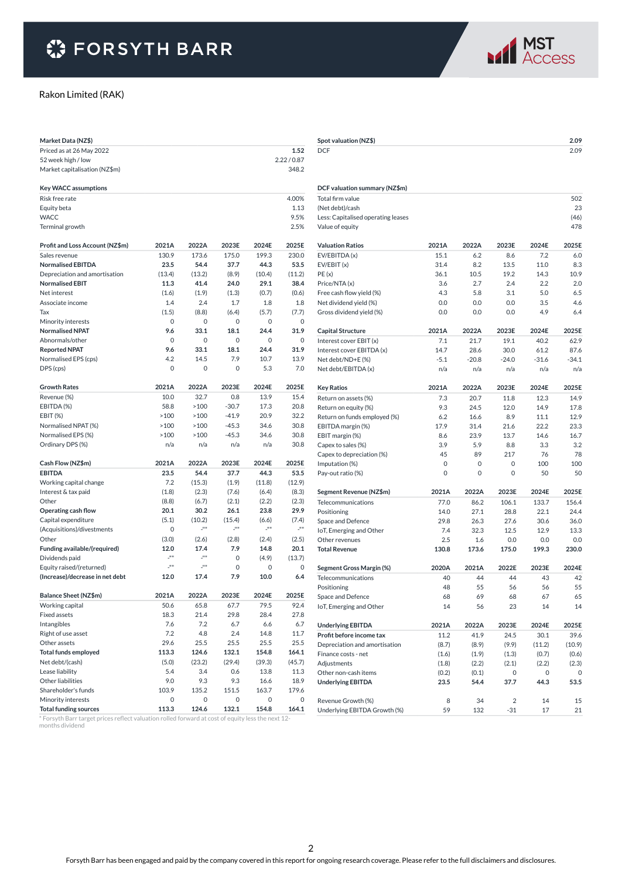# Rakon Limited (RAK)

| Market Data (NZ$) | |
|---|---|
| Priced as at 26 May 2022 | 1.52 |
| 52 week high / low | 2.22 / 0.87 |
| Market capitalisation (NZ$m) | 348.2 |

| Key WACC assumptions | |
|---|---|
| Risk free rate | 4.00% |
| Equity beta | 1.13 |
| WACC | 9.5% |
| Terminal growth | 2.5% |

| Profit and Loss Account (NZ$m) | 2021A | 2022A | 2023E | 2024E | 2025E |
|---|---|---|---|---|---|
| Sales revenue | 130.9 | 173.6 | 175.0 | 199.3 | 230.0 |
| **Normalised EBITDA** | **23.5** | **54.4** | **37.7** | **44.3** | **53.5** |
| Depreciation and amortisation | (13.4) | (13.2) | (8.9) | (10.4) | (11.2) |
| **Normalised EBIT** | **11.3** | **41.4** | **24.0** | **29.1** | **38.4** |
| Net interest | (1.6) | (1.9) | (1.3) | (0.7) | (0.6) |
| Associate income | 1.4 | 2.4 | 1.7 | 1.8 | 1.8 |
| Tax | (1.5) | (8.8) | (6.4) | (5.7) | (7.7) |
| Minority interests | 0 | 0 | 0 | 0 | 0 |
| **Normalised NPAT** | **9.6** | **33.1** | **18.1** | **24.4** | **31.9** |
| Abnormals/other | 0 | 0 | 0 | 0 | 0 |
| **Reported NPAT** | **9.6** | **33.1** | **18.1** | **24.4** | **31.9** |
| Normalised EPS (cps) | 4.2 | 14.5 | 7.9 | 10.7 | 13.9 |
| DPS (cps) | 0 | 0 | 0 | 5.3 | 7.0 |

| Growth Rates | 2021A | 2022A | 2023E | 2024E | 2025E |
|---|---|---|---|---|---|
| Revenue (%) | 10.0 | 32.7 | 0.8 | 13.9 | 15.4 |
| EBITDA (%) | 58.8 | >100 | -30.7 | 17.3 | 20.8 |
| EBIT (%) | >100 | >100 | -41.9 | 20.9 | 32.2 |
| Normalised NPAT (%) | >100 | >100 | -45.3 | 34.6 | 30.8 |
| Normalised EPS (%) | >100 | >100 | -45.3 | 34.6 | 30.8 |
| Ordinary DPS (%) | n/a | n/a | n/a | n/a | 30.8 |

| Cash Flow (NZ$m) | 2021A | 2022A | 2023E | 2024E | 2025E |
|---|---|---|---|---|---|
| **EBITDA** | **23.5** | **54.4** | **37.7** | **44.3** | **53.5** |
| Working capital change | 7.2 | (15.3) | (1.9) | (11.8) | (12.9) |
| Interest & tax paid | (1.8) | (2.3) | (7.6) | (6.4) | (8.3) |
| Other | (8.8) | (6.7) | (2.1) | (2.2) | (2.3) |
| **Operating cash flow** | **20.1** | **30.2** | **26.1** | **23.8** | **29.9** |
| Capital expenditure | (5.1) | (10.2) | (15.4) | (6.6) | (7.4) |
| (Acquisitions)/divestments | 0 | -"" | -"" | -"" | -"" |
| Other | (3.0) | (2.6) | (2.8) | (2.4) | (2.5) |
| **Funding available/(required)** | **12.0** | **17.4** | **7.9** | **14.8** | **20.1** |
| Dividends paid | -"" | -"" | 0 | (4.9) | (13.7) |
| Equity raised/(returned) | -"" | -"" | 0 | 0 | 0 |
| **(Increase)/decrease in net debt** | **12.0** | **17.4** | **7.9** | **10.0** | **6.4** |

| Balance Sheet (NZ$m) | 2021A | 2022A | 2023E | 2024E | 2025E |
|---|---|---|---|---|---|
| Working capital | 50.6 | 65.8 | 67.7 | 79.5 | 92.4 |
| Fixed assets | 18.3 | 21.4 | 29.8 | 28.4 | 27.8 |
| Intangibles | 7.6 | 7.2 | 6.7 | 6.6 | 6.7 |
| Right of use asset | 7.2 | 4.8 | 2.4 | 14.8 | 11.7 |
| Other assets | 29.6 | 25.5 | 25.5 | 25.5 | 25.5 |
| **Total funds employed** | **113.3** | **124.6** | **132.1** | **154.8** | **164.1** |
| Net debt/(cash) | (5.0) | (23.2) | (29.4) | (39.3) | (45.7) |
| Lease liability | 5.4 | 3.4 | 0.6 | 13.8 | 11.3 |
| Other liabilities | 9.0 | 9.3 | 9.3 | 16.6 | 18.9 |
| Shareholder's funds | 103.9 | 135.2 | 151.5 | 163.7 | 179.6 |
| Minority interests | 0 | 0 | 0 | 0 | 0 |
| **Total funding sources** | **113.3** | **124.6** | **132.1** | **154.8** | **164.1** |

* Forsyth Barr target prices reflect valuation rolled forward at cost of equity less the next 12-months dividend

| Spot valuation (NZ$) | 2.09 |
|---|---|
| DCF | 2.09 |

| DCF valuation summary (NZ$m) | |
|---|---|
| Total firm value | 502 |
| (Net debt)/cash | 23 |
| Less: Capitalised operating leases | (46) |
| Value of equity | 478 |

| Valuation Ratios | 2021A | 2022A | 2023E | 2024E | 2025E |
|---|---|---|---|---|---|
| EV/EBITDA (x) | 15.1 | 6.2 | 8.6 | 7.2 | 6.0 |
| EV/EBIT (x) | 31.4 | 8.2 | 13.5 | 11.0 | 8.3 |
| PE (x) | 36.1 | 10.5 | 19.2 | 14.3 | 10.9 |
| Price/NTA (x) | 3.6 | 2.7 | 2.4 | 2.2 | 2.0 |
| Free cash flow yield (%) | 4.3 | 5.8 | 3.1 | 5.0 | 6.5 |
| Net dividend yield (%) | 0.0 | 0.0 | 0.0 | 3.5 | 4.6 |
| Gross dividend yield (%) | 0.0 | 0.0 | 0.0 | 4.9 | 6.4 |

| Capital Structure | 2021A | 2022A | 2023E | 2024E | 2025E |
|---|---|---|---|---|---|
| Interest cover EBIT (x) | 7.1 | 21.7 | 19.1 | 40.2 | 62.9 |
| Interest cover EBITDA (x) | 14.7 | 28.6 | 30.0 | 61.2 | 87.6 |
| Net debt/ND+E (%) | -5.1 | -20.8 | -24.0 | -31.6 | -34.1 |
| Net debt/EBITDA (x) | n/a | n/a | n/a | n/a | n/a |

| Key Ratios | 2021A | 2022A | 2023E | 2024E | 2025E |
|---|---|---|---|---|---|
| Return on assets (%) | 7.3 | 20.7 | 11.8 | 12.3 | 14.9 |
| Return on equity (%) | 9.3 | 24.5 | 12.0 | 14.9 | 17.8 |
| Return on funds employed (%) | 6.2 | 16.6 | 8.9 | 11.1 | 12.9 |
| EBITDA margin (%) | 17.9 | 31.4 | 21.6 | 22.2 | 23.3 |
| EBIT margin (%) | 8.6 | 23.9 | 13.7 | 14.6 | 16.7 |
| Capex to sales (%) | 3.9 | 5.9 | 8.8 | 3.3 | 3.2 |
| Capex to depreciation (%) | 45 | 89 | 217 | 76 | 78 |
| Imputation (%) | 0 | 0 | 0 | 100 | 100 |
| Pay-out ratio (%) | 0 | 0 | 0 | 50 | 50 |

| Segment Revenue (NZ$m) | 2021A | 2022A | 2023E | 2024E | 2025E |
|---|---|---|---|---|---|
| Telecommunications | 77.0 | 86.2 | 106.1 | 133.7 | 156.4 |
| Positioning | 14.0 | 27.1 | 28.8 | 22.1 | 24.4 |
| Space and Defence | 29.8 | 26.3 | 27.6 | 30.6 | 36.0 |
| IoT, Emerging and Other | 7.4 | 32.3 | 12.5 | 12.9 | 13.3 |
| Other revenues | 2.5 | 1.6 | 0.0 | 0.0 | 0.0 |
| **Total Revenue** | **130.8** | **173.6** | **175.0** | **199.3** | **230.0** |

| Segment Gross Margin (%) | 2020A | 2021A | 2022E | 2023E | 2024E |
|---|---|---|---|---|---|
| Telecommunications | 40 | 44 | 44 | 43 | 42 |
| Positioning | 48 | 55 | 56 | 56 | 55 |
| Space and Defence | 68 | 69 | 68 | 67 | 65 |
| IoT, Emerging and Other | 14 | 56 | 23 | 14 | 14 |

| Underlying EBITDA | 2021A | 2022A | 2023E | 2024E | 2025E |
|---|---|---|---|---|---|
| **Profit before income tax** | 11.2 | 41.9 | 24.5 | 30.1 | 39.6 |
| Depreciation and amortisation | (8.7) | (8.9) | (9.9) | (11.2) | (10.9) |
| Finance costs - net | (1.6) | (1.9) | (1.3) | (0.7) | (0.6) |
| Adjustments | (1.8) | (2.2) | (2.1) | (2.2) | (2.3) |
| Other non-cash items | (0.2) | (0.1) | 0 | 0 | 0 |
| **Underlying EBITDA** | **23.5** | **54.4** | **37.7** | **44.3** | **53.5** |
| | | | | | |
| Revenue Growth (%) | 8 | 34 | 2 | 14 | 15 |
| Underlying EBITDA Growth (%) | 59 | 132 | -31 | 17 | 21 |

Forsyth Barr has been engaged and paid by the company covered in this report for ongoing research coverage. Please refer to the full disclaimers and disclosures.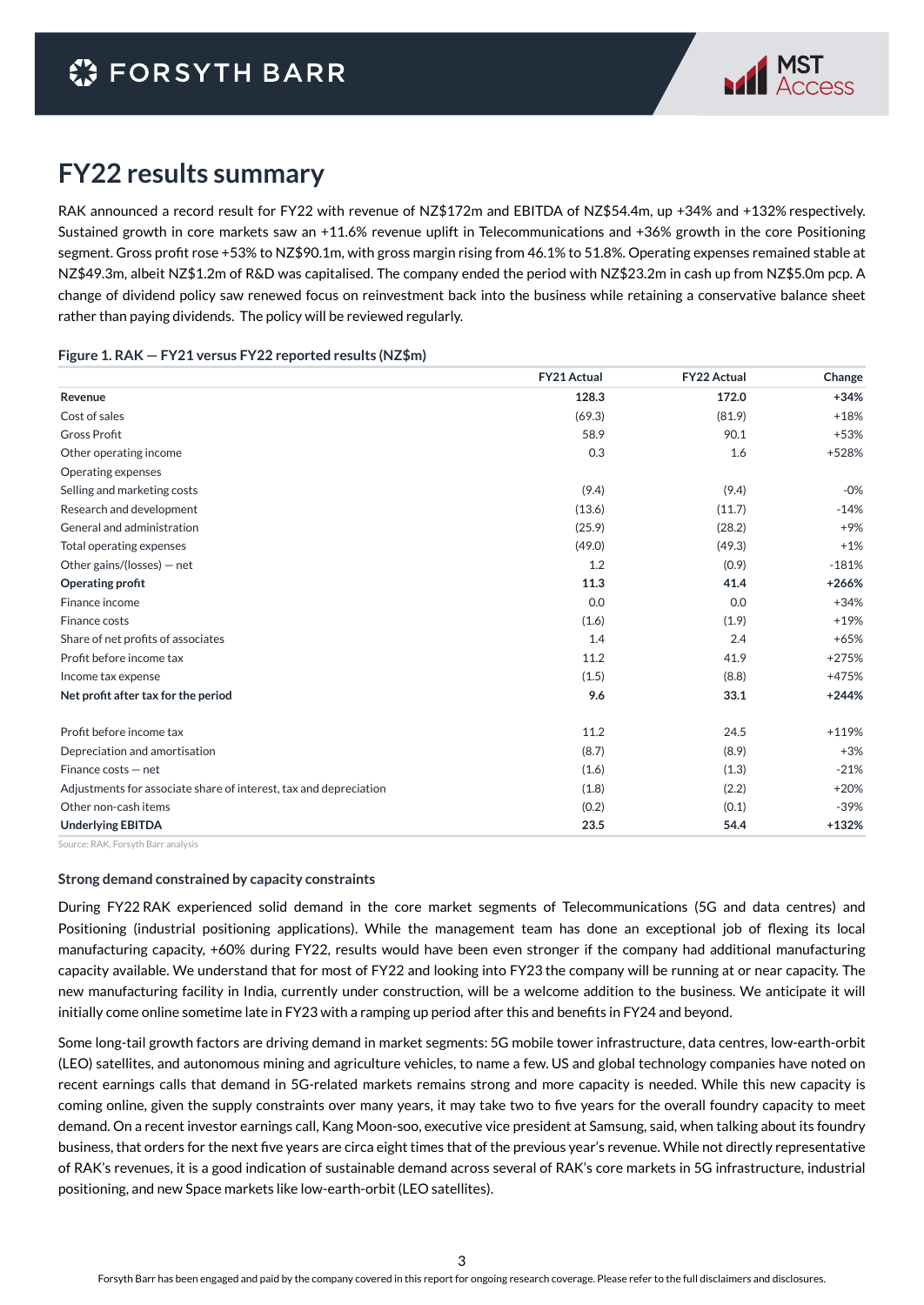# FY22 results summary

RAK announced a record result for FY22 with revenue of NZ$172m and EBITDA of NZ$54.4m, up +34% and +132% respectively. Sustained growth in core markets saw an +11.6% revenue uplift in Telecommunications and +36% growth in the core Positioning segment. Gross profit rose +53% to NZ$90.1m, with gross margin rising from 46.1% to 51.8%. Operating expenses remained stable at NZ$49.3m, albeit NZ$1.2m of R&D was capitalised. The company ended the period with NZ$23.2m in cash up from NZ$5.0m pcp. A change of dividend policy saw renewed focus on reinvestment back into the business while retaining a conservative balance sheet rather than paying dividends. The policy will be reviewed regularly.

**Figure 1. RAK — FY21 versus FY22 reported results (NZ$m)**

| | FY21 Actual | FY22 Actual | Change |
|---|---|---|---|
| **Revenue** | **128.3** | **172.0** | **+34%** |
| Cost of sales | (69.3) | (81.9) | +18% |
| Gross Profit | 58.9 | 90.1 | +53% |
| Other operating income | 0.3 | 1.6 | +528% |
| Operating expenses | | | |
| Selling and marketing costs | (9.4) | (9.4) | -0% |
| Research and development | (13.6) | (11.7) | -14% |
| General and administration | (25.9) | (28.2) | +9% |
| Total operating expenses | (49.0) | (49.3) | +1% |
| Other gains/(losses) — net | 1.2 | (0.9) | -181% |
| **Operating profit** | **11.3** | **41.4** | **+266%** |
| Finance income | 0.0 | 0.0 | +34% |
| Finance costs | (1.6) | (1.9) | +19% |
| Share of net profits of associates | 1.4 | 2.4 | +65% |
| Profit before income tax | 11.2 | 41.9 | +275% |
| Income tax expense | (1.5) | (8.8) | +475% |
| **Net profit after tax for the period** | **9.6** | **33.1** | **+244%** |
| | | | |
| Profit before income tax | 11.2 | 24.5 | +119% |
| Depreciation and amortisation | (8.7) | (8.9) | +3% |
| Finance costs — net | (1.6) | (1.3) | -21% |
| Adjustments for associate share of interest, tax and depreciation | (1.8) | (2.2) | +20% |
| Other non-cash items | (0.2) | (0.1) | -39% |
| **Underlying EBITDA** | **23.5** | **54.4** | **+132%** |

Source: RAK, Forsyth Barr analysis

### Strong demand constrained by capacity constraints

During FY22 RAK experienced solid demand in the core market segments of Telecommunications (5G and data centres) and Positioning (industrial positioning applications). While the management team has done an exceptional job of flexing its local manufacturing capacity, +60% during FY22, results would have been even stronger if the company had additional manufacturing capacity available. We understand that for most of FY22 and looking into FY23 the company will be running at or near capacity. The new manufacturing facility in India, currently under construction, will be a welcome addition to the business. We anticipate it will initially come online sometime late in FY23 with a ramping up period after this and benefits in FY24 and beyond.

Some long-tail growth factors are driving demand in market segments: 5G mobile tower infrastructure, data centres, low-earth-orbit (LEO) satellites, and autonomous mining and agriculture vehicles, to name a few. US and global technology companies have noted on recent earnings calls that demand in 5G-related markets remains strong and more capacity is needed. While this new capacity is coming online, given the supply constraints over many years, it may take two to five years for the overall foundry capacity to meet demand. On a recent investor earnings call, Kang Moon-soo, executive vice president at Samsung, said, when talking about its foundry business, that orders for the next five years are circa eight times that of the previous year's revenue. While not directly representative of RAK's revenues, it is a good indication of sustainable demand across several of RAK's core markets in 5G infrastructure, industrial positioning, and new Space markets like low-earth-orbit (LEO satellites).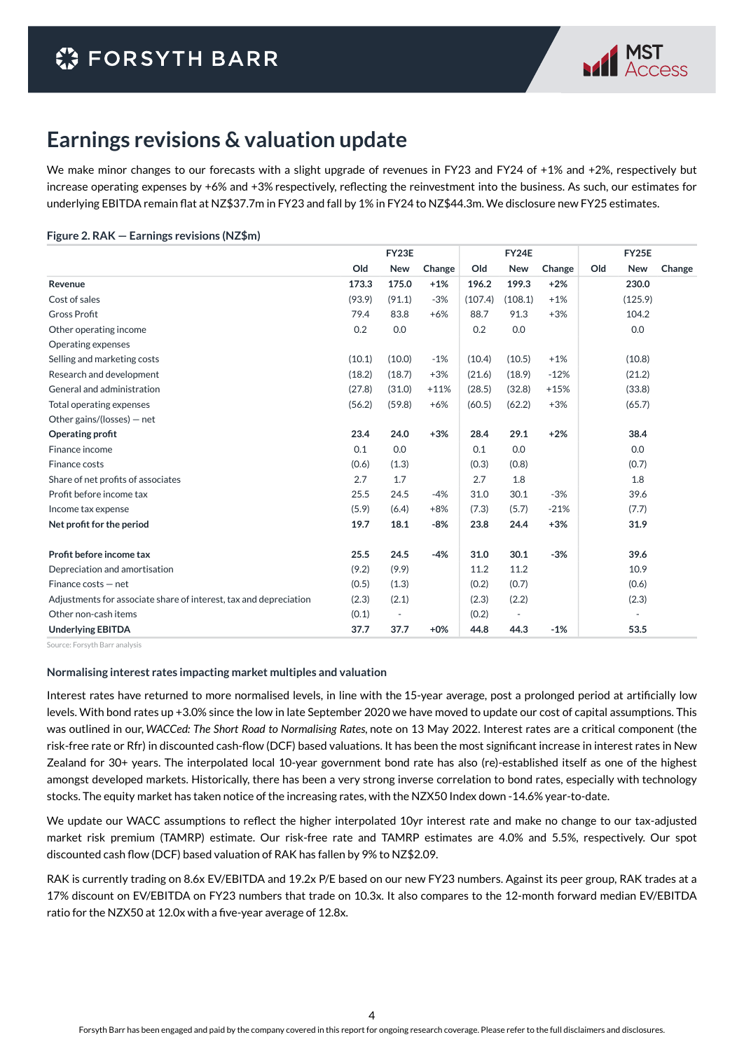# Earnings revisions & valuation update

We make minor changes to our forecasts with a slight upgrade of revenues in FY23 and FY24 of +1% and +2%, respectively but increase operating expenses by +6% and +3% respectively, reflecting the reinvestment into the business. As such, our estimates for underlying EBITDA remain flat at NZ$37.7m in FY23 and fall by 1% in FY24 to NZ$44.3m. We disclosure new FY25 estimates.

**Figure 2. RAK — Earnings revisions (NZ$m)**

| | FY23E | | | FY24E | | | FY25E | | |
|---|---|---|---|---|---|---|---|---|---|
| | Old | New | Change | Old | New | Change | Old | New | Change |
| **Revenue** | **173.3** | **175.0** | **+1%** | **196.2** | **199.3** | **+2%** | | **230.0** | |
| Cost of sales | (93.9) | (91.1) | -3% | (107.4) | (108.1) | +1% | | (125.9) | |
| Gross Profit | 79.4 | 83.8 | +6% | 88.7 | 91.3 | +3% | | 104.2 | |
| Other operating income | 0.2 | 0.0 | | 0.2 | 0.0 | | | 0.0 | |
| Operating expenses | | | | | | | | | |
| Selling and marketing costs | (10.1) | (10.0) | -1% | (10.4) | (10.5) | +1% | | (10.8) | |
| Research and development | (18.2) | (18.7) | +3% | (21.6) | (18.9) | -12% | | (21.2) | |
| General and administration | (27.8) | (31.0) | +11% | (28.5) | (32.8) | +15% | | (33.8) | |
| Total operating expenses | (56.2) | (59.8) | +6% | (60.5) | (62.2) | +3% | | (65.7) | |
| Other gains/(losses) — net | | | | | | | | | |
| **Operating profit** | **23.4** | **24.0** | **+3%** | **28.4** | **29.1** | **+2%** | | **38.4** | |
| Finance income | 0.1 | 0.0 | | 0.1 | 0.0 | | | 0.0 | |
| Finance costs | (0.6) | (1.3) | | (0.3) | (0.8) | | | (0.7) | |
| Share of net profits of associates | 2.7 | 1.7 | | 2.7 | 1.8 | | | 1.8 | |
| Profit before income tax | 25.5 | 24.5 | -4% | 31.0 | 30.1 | -3% | | 39.6 | |
| Income tax expense | (5.9) | (6.4) | +8% | (7.3) | (5.7) | -21% | | (7.7) | |
| **Net profit for the period** | **19.7** | **18.1** | **-8%** | **23.8** | **24.4** | **+3%** | | **31.9** | |
| | | | | | | | | | |
| **Profit before income tax** | **25.5** | **24.5** | **-4%** | **31.0** | **30.1** | **-3%** | | **39.6** | |
| Depreciation and amortisation | (9.2) | (9.9) | | 11.2 | 11.2 | | | 10.9 | |
| Finance costs — net | (0.5) | (1.3) | | (0.2) | (0.7) | | | (0.6) | |
| Adjustments for associate share of interest, tax and depreciation | (2.3) | (2.1) | | (2.3) | (2.2) | | | (2.3) | |
| Other non-cash items | (0.1) | - | | (0.2) | - | | | - | |
| **Underlying EBITDA** | **37.7** | **37.7** | **+0%** | **44.8** | **44.3** | **-1%** | | **53.5** | |

Source: Forsyth Barr analysis

### Normalising interest rates impacting market multiples and valuation

Interest rates have returned to more normalised levels, in line with the 15-year average, post a prolonged period at artificially low levels. With bond rates up +3.0% since the low in late September 2020 we have moved to update our cost of capital assumptions. This was outlined in our, *WACCed: The Short Road to Normalising Rates,* note on 13 May 2022. Interest rates are a critical component (the risk-free rate or Rfr) in discounted cash-flow (DCF) based valuations. It has been the most significant increase in interest rates in New Zealand for 30+ years. The interpolated local 10-year government bond rate has also (re)-established itself as one of the highest amongst developed markets. Historically, there has been a very strong inverse correlation to bond rates, especially with technology stocks. The equity market has taken notice of the increasing rates, with the NZX50 Index down -14.6% year-to-date.

We update our WACC assumptions to reflect the higher interpolated 10yr interest rate and make no change to our tax-adjusted market risk premium (TAMRP) estimate. Our risk-free rate and TAMRP estimates are 4.0% and 5.5%, respectively. Our spot discounted cash flow (DCF) based valuation of RAK has fallen by 9% to NZ$2.09.

RAK is currently trading on 8.6x EV/EBITDA and 19.2x P/E based on our new FY23 numbers. Against its peer group, RAK trades at a 17% discount on EV/EBITDA on FY23 numbers that trade on 10.3x. It also compares to the 12-month forward median EV/EBITDA ratio for the NZX50 at 12.0x with a five-year average of 12.8x.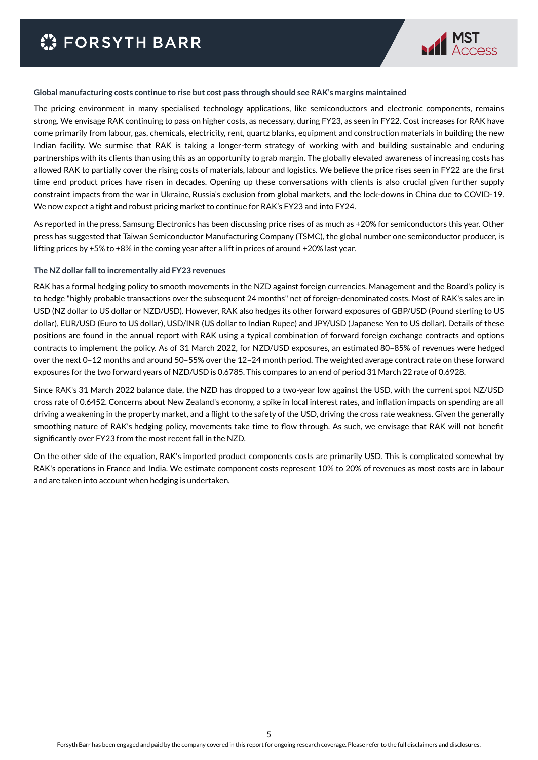**Global manufacturing costs continue to rise but cost pass through should see RAK's margins maintained**

The pricing environment in many specialised technology applications, like semiconductors and electronic components, remains strong. We envisage RAK continuing to pass on higher costs, as necessary, during FY23, as seen in FY22. Cost increases for RAK have come primarily from labour, gas, chemicals, electricity, rent, quartz blanks, equipment and construction materials in building the new Indian facility. We surmise that RAK is taking a longer-term strategy of working with and building sustainable and enduring partnerships with its clients than using this as an opportunity to grab margin. The globally elevated awareness of increasing costs has allowed RAK to partially cover the rising costs of materials, labour and logistics. We believe the price rises seen in FY22 are the first time end product prices have risen in decades. Opening up these conversations with clients is also crucial given further supply constraint impacts from the war in Ukraine, Russia's exclusion from global markets, and the lock-downs in China due to COVID-19. We now expect a tight and robust pricing market to continue for RAK's FY23 and into FY24.

As reported in the press, Samsung Electronics has been discussing price rises of as much as +20% for semiconductors this year. Other press has suggested that Taiwan Semiconductor Manufacturing Company (TSMC), the global number one semiconductor producer, is lifting prices by +5% to +8% in the coming year after a lift in prices of around +20% last year.

**The NZ dollar fall to incrementally aid FY23 revenues**

RAK has a formal hedging policy to smooth movements in the NZD against foreign currencies. Management and the Board's policy is to hedge "highly probable transactions over the subsequent 24 months" net of foreign-denominated costs. Most of RAK's sales are in USD (NZ dollar to US dollar or NZD/USD). However, RAK also hedges its other forward exposures of GBP/USD (Pound sterling to US dollar), EUR/USD (Euro to US dollar), USD/INR (US dollar to Indian Rupee) and JPY/USD (Japanese Yen to US dollar). Details of these positions are found in the annual report with RAK using a typical combination of forward foreign exchange contracts and options contracts to implement the policy. As of 31 March 2022, for NZD/USD exposures, an estimated 80–85% of revenues were hedged over the next 0–12 months and around 50–55% over the 12–24 month period. The weighted average contract rate on these forward exposures for the two forward years of NZD/USD is 0.6785. This compares to an end of period 31 March 22 rate of 0.6928.

Since RAK's 31 March 2022 balance date, the NZD has dropped to a two-year low against the USD, with the current spot NZ/USD cross rate of 0.6452. Concerns about New Zealand's economy, a spike in local interest rates, and inflation impacts on spending are all driving a weakening in the property market, and a flight to the safety of the USD, driving the cross rate weakness. Given the generally smoothing nature of RAK's hedging policy, movements take time to flow through. As such, we envisage that RAK will not benefit significantly over FY23 from the most recent fall in the NZD.

On the other side of the equation, RAK's imported product components costs are primarily USD. This is complicated somewhat by RAK's operations in France and India. We estimate component costs represent 10% to 20% of revenues as most costs are in labour and are taken into account when hedging is undertaken.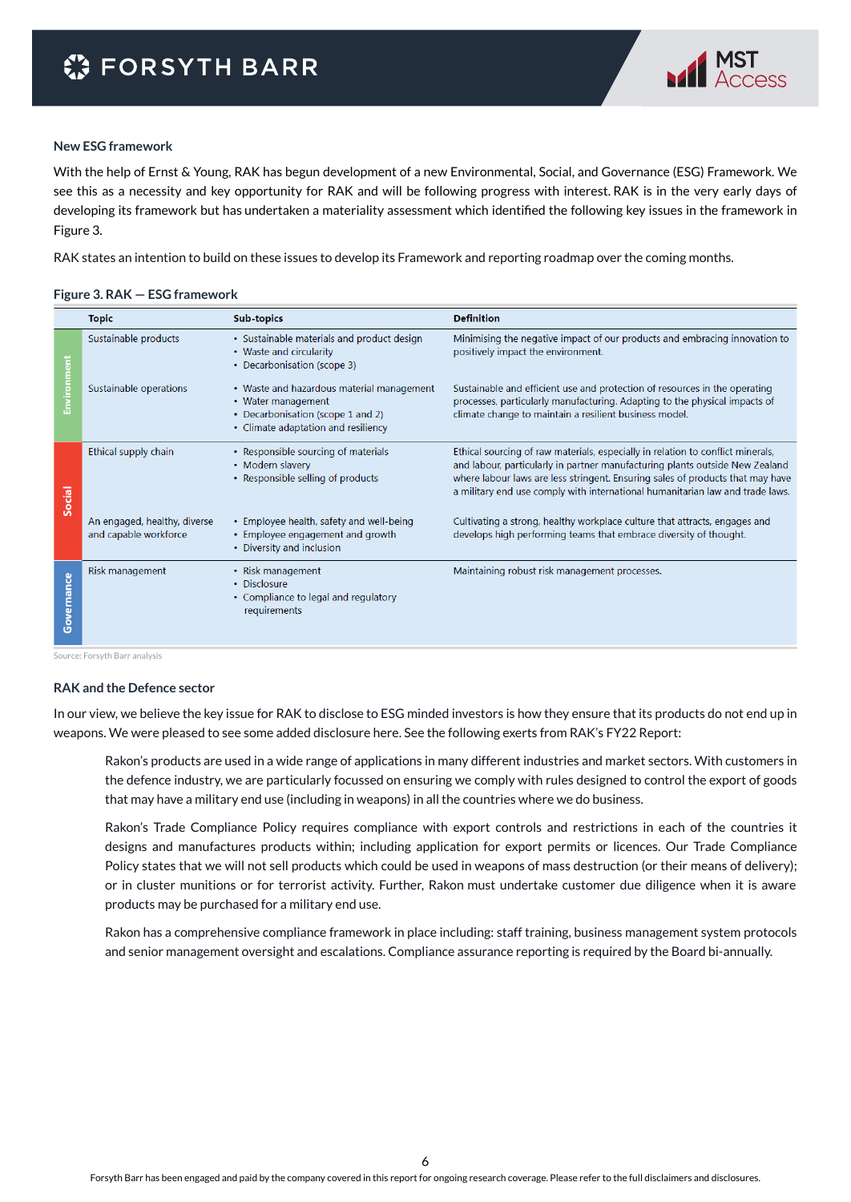### New ESG framework

With the help of Ernst & Young, RAK has begun development of a new Environmental, Social, and Governance (ESG) Framework. We see this as a necessity and key opportunity for RAK and will be following progress with interest. RAK is in the very early days of developing its framework but has undertaken a materiality assessment which identified the following key issues in the framework in Figure 3.

RAK states an intention to build on these issues to develop its Framework and reporting roadmap over the coming months.

**Figure 3. RAK — ESG framework**

| | Topic | Sub-topics | Definition |
|---|---|---|---|
| Environment | Sustainable products | • Sustainable materials and product design<br>• Waste and circularity<br>• Decarbonisation (scope 3) | Minimising the negative impact of our products and embracing innovation to positively impact the environment. |
| Environment | Sustainable operations | • Waste and hazardous material management<br>• Water management<br>• Decarbonisation (scope 1 and 2)<br>• Climate adaptation and resiliency | Sustainable and efficient use and protection of resources in the operating processes, particularly manufacturing. Adapting to the physical impacts of climate change to maintain a resilient business model. |
| Social | Ethical supply chain | • Responsible sourcing of materials<br>• Modern slavery<br>• Responsible selling of products | Ethical sourcing of raw materials, especially in relation to conflict minerals, and labour, particularly in partner manufacturing plants outside New Zealand where labour laws are less stringent. Ensuring sales of products that may have a military end use comply with international humanitarian law and trade laws. |
| Social | An engaged, healthy, diverse and capable workforce | • Employee health, safety and well-being<br>• Employee engagement and growth<br>• Diversity and inclusion | Cultivating a strong, healthy workplace culture that attracts, engages and develops high performing teams that embrace diversity of thought. |
| Governance | Risk management | • Risk management<br>• Disclosure<br>• Compliance to legal and regulatory requirements | Maintaining robust risk management processes. |

Source: Forsyth Barr analysis

### RAK and the Defence sector

In our view, we believe the key issue for RAK to disclose to ESG minded investors is how they ensure that its products do not end up in weapons. We were pleased to see some added disclosure here. See the following exerts from RAK's FY22 Report:

> Rakon's products are used in a wide range of applications in many different industries and market sectors. With customers in the defence industry, we are particularly focussed on ensuring we comply with rules designed to control the export of goods that may have a military end use (including in weapons) in all the countries where we do business.
>
> Rakon's Trade Compliance Policy requires compliance with export controls and restrictions in each of the countries it designs and manufactures products within; including application for export permits or licences. Our Trade Compliance Policy states that we will not sell products which could be used in weapons of mass destruction (or their means of delivery); or in cluster munitions or for terrorist activity. Further, Rakon must undertake customer due diligence when it is aware products may be purchased for a military end use.
>
> Rakon has a comprehensive compliance framework in place including: staff training, business management system protocols and senior management oversight and escalations. Compliance assurance reporting is required by the Board bi-annually.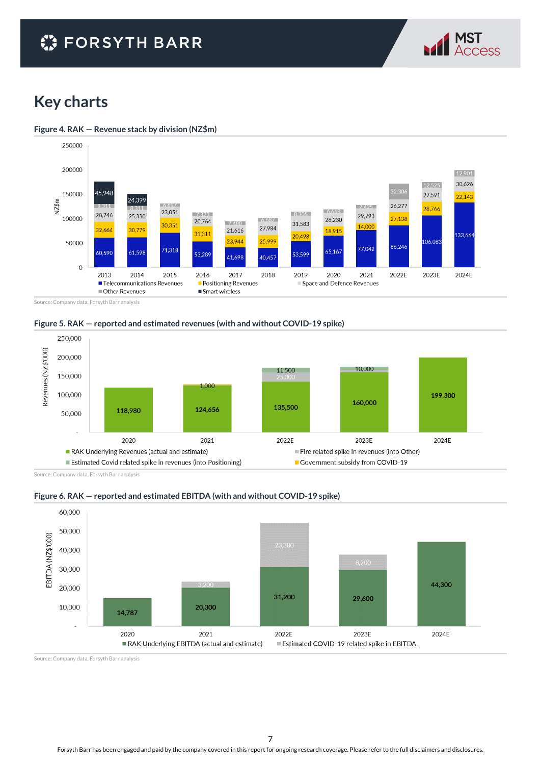# Key charts

**Figure 4. RAK — Revenue stack by division (NZ$m)**

| Year | Telecommunications Revenues | Positioning Revenues | Space and Defence Revenues | Other Revenues | Smart wireless |
|---|---|---|---|---|---|
| 2013 | 60,590 | 32,664 | 28,746 | 8,311 | 45,948 |
| 2014 | 61,598 | 30,779 | 25,330 | 8,311 | 24,399 |
| 2015 | 71,318 | 30,351 | 23,051 | 6,627 | |
| 2016 | 53,289 | 31,311 | 20,764 | 7,373 | |
| 2017 | 41,698 | 23,944 | 21,616 | 7,480 | |
| 2018 | 40,457 | 25,999 | 27,984 | 6,687 | |
| 2019 | 53,599 | 20,498 | 31,583 | 8,305 | |
| 2020 | 65,167 | 18,915 | 28,230 | 6,668 | |
| 2021 | 77,042 | 14,000 | 29,793 | 7,425 | |
| 2022E | 86,246 | 27,138 | 26,277 | 32,306 | |
| 2023E | 106,083 | 28,766 | 27,591 | 12,525 | |
| 2024E | 133,664 | 22,143 | 30,626 | 12,901 | |

Source: Company data, Forsyth Barr analysis

**Figure 5. RAK — reported and estimated revenues (with and without COVID-19 spike)**

Revenues (NZ$'000)

| Year | RAK Underlying Revenues (actual and estimate) | Fire related spike in revenues (into Other) | Estimated Covid related spike in revenues (into Positioning) | Government subsidy from COVID-19 |
|---|---|---|---|---|
| 2020 | 118,980 | | | |
| 2021 | 124,656 | | | 1,000 |
| 2022E | 135,500 | 25,000 | 11,500 | |
| 2023E | 160,000 | | 10,000 | |
| 2024E | 199,300 | | | |

Source: Company data, Forsyth Barr analysis

**Figure 6. RAK — reported and estimated EBITDA (with and without COVID-19 spike)**

EBITDA (NZ$'000)

| Year | RAK Underlying EBITDA (actual and estimate) | Estimated COVID-19 related spike in EBITDA |
|---|---|---|
| 2020 | 14,787 | |
| 2021 | 20,300 | 3,200 |
| 2022E | 31,200 | 23,300 |
| 2023E | 29,600 | 8,200 |
| 2024E | 44,300 | |

Source: Company data, Forsyth Barr analysis

Forsyth Barr has been engaged and paid by the company covered in this report for ongoing research coverage. Please refer to the full disclaimers and disclosures.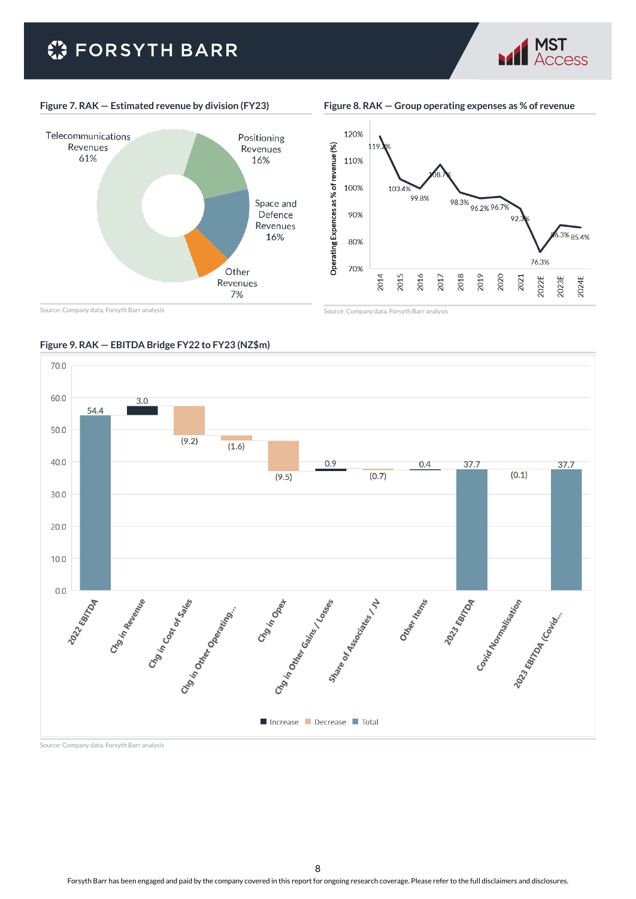**Figure 7. RAK — Estimated revenue by division (FY23)**

| Division | Share |
|---|---|
| Telecommunications Revenues | 61% |
| Positioning Revenues | 16% |
| Space and Defence Revenues | 16% |
| Other Revenues | 7% |

Source: Company data, Forsyth Barr analysis

**Figure 8. RAK — Group operating expenses as % of revenue**

| Year | Operating Expences as % of revenue (%) |
|---|---|
| 2014 | 119.2% |
| 2015 | 103.4% |
| 2016 | 99.8% |
| 2017 | 108.7% |
| 2018 | 98.3% |
| 2019 | 96.2% |
| 2020 | 96.7% |
| 2021 | 92.3% |
| 2022E | 76.3% |
| 2023E | 86.3% |
| 2024E | 85.4% |

Source: Company data, Forsyth Barr analysis

**Figure 9. RAK — EBITDA Bridge FY22 to FY23 (NZ$m)**

| Item | Value | Type |
|---|---|---|
| 2022 EBITDA | 54.4 | Total |
| Chg in Revenue | 3.0 | Increase |
| Chg in Cost of Sales | (9.2) | Decrease |
| Chg in Other Operating... | (1.6) | Decrease |
| Chg in Opex | (9.5) | Decrease |
| Chg in Other Gains / Losses | 0.9 | Increase |
| Share of Associates / JV | (0.7) | Decrease |
| Other Items | 0.4 | Increase |
| 2023 EBITDA | 37.7 | Total |
| Covid Normalisation | (0.1) | Decrease |
| 2023 EBITDA (Covid... | 37.7 | Total |

Source: Company data, Forsyth Barr analysis

Forsyth Barr has been engaged and paid by the company covered in this report for ongoing research coverage. Please refer to the full disclaimers and disclosures.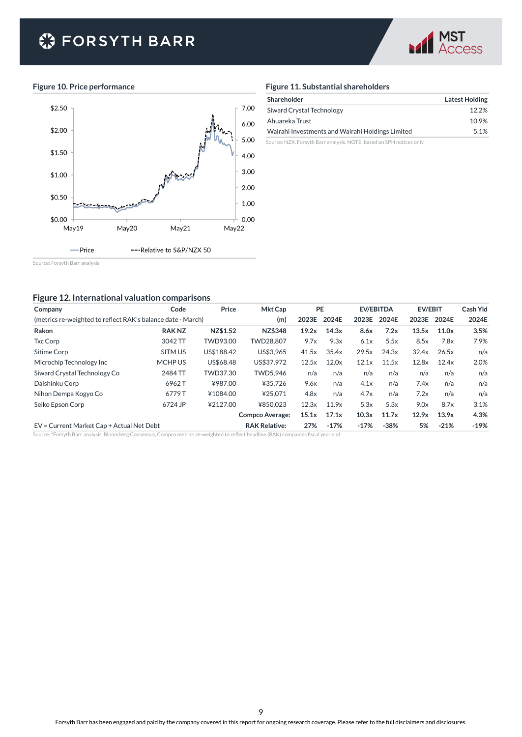### Figure 10. Price performance

Source: Forsyth Barr analysis

### Figure 11. Substantial shareholders

| Shareholder | Latest Holding |
|---|---|
| Siward Crystal Technology | 12.2% |
| Ahuareka Trust | 10.9% |
| Wairahi Investments and Wairahi Holdings Limited | 5.1% |

Source: NZX, Forsyth Barr analysis, NOTE: based on SPH notices only

### Figure 12. International valuation comparisons

| Company | Code | Price | Mkt Cap | PE | | EV/EBITDA | | EV/EBIT | | Cash Yld |
|---|---|---|---|---|---|---|---|---|---|---|
| (metrics re-weighted to reflect RAK's balance date - March) | | | (m) | 2023E | 2024E | 2023E | 2024E | 2023E | 2024E | 2024E |
| **Rakon** | **RAK NZ** | **NZ$1.52** | **NZ$348** | **19.2x** | **14.3x** | **8.6x** | **7.2x** | **13.5x** | **11.0x** | **3.5%** |
| Txc Corp | 3042 TT | TWD93.00 | TWD28,807 | 9.7x | 9.3x | 6.1x | 5.5x | 8.5x | 7.8x | 7.9% |
| Sitime Corp | SITM US | US$188.42 | US$3,965 | 41.5x | 35.4x | 29.5x | 24.3x | 32.4x | 26.5x | n/a |
| Microchip Technology Inc | MCHP US | US$68.48 | US$37,972 | 12.5x | 12.0x | 12.1x | 11.5x | 12.8x | 12.4x | 2.0% |
| Siward Crystal Technology Co | 2484 TT | TWD37.30 | TWD5,946 | n/a | n/a | n/a | n/a | n/a | n/a | n/a |
| Daishinku Corp | 6962 T | ¥987.00 | ¥35,726 | 9.6x | n/a | 4.1x | n/a | 7.4x | n/a | n/a |
| Nihon Dempa Kogyo Co | 6779 T | ¥1084.00 | ¥25,071 | 4.8x | n/a | 4.7x | n/a | 7.2x | n/a | n/a |
| Seiko Epson Corp | 6724 JP | ¥2127.00 | ¥850,023 | 12.3x | 11.9x | 5.3x | 5.3x | 9.0x | 8.7x | 3.1% |
| | | | **Compco Average:** | **15.1x** | **17.1x** | **10.3x** | **11.7x** | **12.9x** | **13.9x** | **4.3%** |
| EV = Current Market Cap + Actual Net Debt | | | **RAK Relative:** | **27%** | **-17%** | **-17%** | **-38%** | **5%** | **-21%** | **-19%** |

Source: *Forsyth Barr analysis, Bloomberg Consensus, Compco metrics re-weighted to reflect headline (RAK) companies fiscal year end

Forsyth Barr has been engaged and paid by the company covered in this report for ongoing research coverage. Please refer to the full disclaimers and disclosures.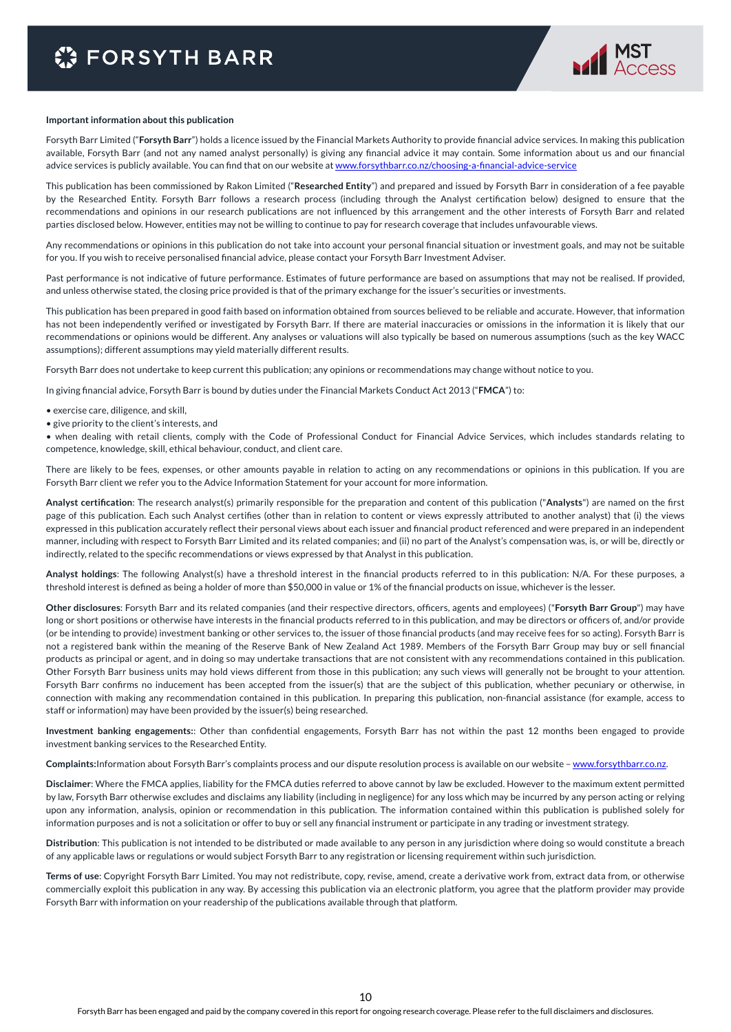**Important information about this publication**

Forsyth Barr Limited ("**Forsyth Barr**") holds a licence issued by the Financial Markets Authority to provide financial advice services. In making this publication available, Forsyth Barr (and not any named analyst personally) is giving any financial advice it may contain. Some information about us and our financial advice services is publicly available. You can find that on our website at www.forsythbarr.co.nz/choosing-a-financial-advice-service

This publication has been commissioned by Rakon Limited ("**Researched Entity**") and prepared and issued by Forsyth Barr in consideration of a fee payable by the Researched Entity. Forsyth Barr follows a research process (including through the Analyst certification below) designed to ensure that the recommendations and opinions in our research publications are not influenced by this arrangement and the other interests of Forsyth Barr and related parties disclosed below. However, entities may not be willing to continue to pay for research coverage that includes unfavourable views.

Any recommendations or opinions in this publication do not take into account your personal financial situation or investment goals, and may not be suitable for you. If you wish to receive personalised financial advice, please contact your Forsyth Barr Investment Adviser.

Past performance is not indicative of future performance. Estimates of future performance are based on assumptions that may not be realised. If provided, and unless otherwise stated, the closing price provided is that of the primary exchange for the issuer's securities or investments.

This publication has been prepared in good faith based on information obtained from sources believed to be reliable and accurate. However, that information has not been independently verified or investigated by Forsyth Barr. If there are material inaccuracies or omissions in the information it is likely that our recommendations or opinions would be different. Any analyses or valuations will also typically be based on numerous assumptions (such as the key WACC assumptions); different assumptions may yield materially different results.

Forsyth Barr does not undertake to keep current this publication; any opinions or recommendations may change without notice to you.

In giving financial advice, Forsyth Barr is bound by duties under the Financial Markets Conduct Act 2013 ("**FMCA**") to:

- exercise care, diligence, and skill,
- give priority to the client's interests, and
- when dealing with retail clients, comply with the Code of Professional Conduct for Financial Advice Services, which includes standards relating to competence, knowledge, skill, ethical behaviour, conduct, and client care.

There are likely to be fees, expenses, or other amounts payable in relation to acting on any recommendations or opinions in this publication. If you are Forsyth Barr client we refer you to the Advice Information Statement for your account for more information.

**Analyst certification**: The research analyst(s) primarily responsible for the preparation and content of this publication ("**Analysts**") are named on the first page of this publication. Each such Analyst certifies (other than in relation to content or views expressly attributed to another analyst) that (i) the views expressed in this publication accurately reflect their personal views about each issuer and financial product referenced and were prepared in an independent manner, including with respect to Forsyth Barr Limited and its related companies; and (ii) no part of the Analyst's compensation was, is, or will be, directly or indirectly, related to the specific recommendations or views expressed by that Analyst in this publication.

**Analyst holdings**: The following Analyst(s) have a threshold interest in the financial products referred to in this publication: N/A. For these purposes, a threshold interest is defined as being a holder of more than $50,000 in value or 1% of the financial products on issue, whichever is the lesser.

**Other disclosures**: Forsyth Barr and its related companies (and their respective directors, officers, agents and employees) ("**Forsyth Barr Group**") may have long or short positions or otherwise have interests in the financial products referred to in this publication, and may be directors or officers of, and/or provide (or be intending to provide) investment banking or other services to, the issuer of those financial products (and may receive fees for so acting). Forsyth Barr is not a registered bank within the meaning of the Reserve Bank of New Zealand Act 1989. Members of the Forsyth Barr Group may buy or sell financial products as principal or agent, and in doing so may undertake transactions that are not consistent with any recommendations contained in this publication. Other Forsyth Barr business units may hold views different from those in this publication; any such views will generally not be brought to your attention. Forsyth Barr confirms no inducement has been accepted from the issuer(s) that are the subject of this publication, whether pecuniary or otherwise, in connection with making any recommendation contained in this publication. In preparing this publication, non-financial assistance (for example, access to staff or information) may have been provided by the issuer(s) being researched.

**Investment banking engagements:**: Other than confidential engagements, Forsyth Barr has not within the past 12 months been engaged to provide investment banking services to the Researched Entity.

**Complaints:**Information about Forsyth Barr's complaints process and our dispute resolution process is available on our website – www.forsythbarr.co.nz.

**Disclaimer**: Where the FMCA applies, liability for the FMCA duties referred to above cannot by law be excluded. However to the maximum extent permitted by law, Forsyth Barr otherwise excludes and disclaims any liability (including in negligence) for any loss which may be incurred by any person acting or relying upon any information, analysis, opinion or recommendation in this publication. The information contained within this publication is published solely for information purposes and is not a solicitation or offer to buy or sell any financial instrument or participate in any trading or investment strategy.

**Distribution**: This publication is not intended to be distributed or made available to any person in any jurisdiction where doing so would constitute a breach of any applicable laws or regulations or would subject Forsyth Barr to any registration or licensing requirement within such jurisdiction.

**Terms of use**: Copyright Forsyth Barr Limited. You may not redistribute, copy, revise, amend, create a derivative work from, extract data from, or otherwise commercially exploit this publication in any way. By accessing this publication via an electronic platform, you agree that the platform provider may provide Forsyth Barr with information on your readership of the publications available through that platform.